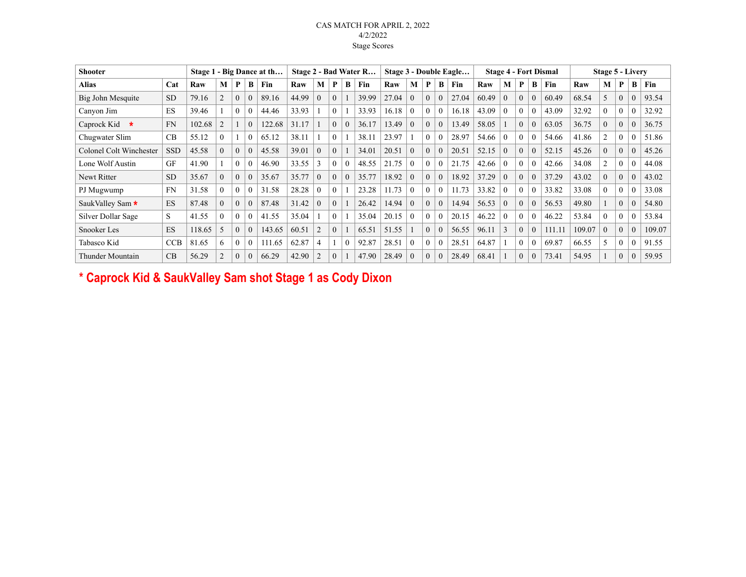CAS MATCH FOR APRIL 2, 2022
4/2/2022
Stage Scores

| Shooter | | Stage 1 - Big Dance at th… | | | | | Stage 2 - Bad Water R… | | | | | Stage 3 - Double Eagle… | | | | | Stage 4 - Fort Dismal | | | | | Stage 5 - Livery | | | | |
|---|---|---|---|---|---|---|---|---|---|---|---|---|---|---|---|---|---|---|---|---|---|---|---|---|---|---|
| **Alias** | **Cat** | **Raw** | **M** | **P** | **B** | **Fin** | **Raw** | **M** | **P** | **B** | **Fin** | **Raw** | **M** | **P** | **B** | **Fin** | **Raw** | **M** | **P** | **B** | **Fin** | **Raw** | **M** | **P** | **B** | **Fin** |
| Big John Mesquite | SD | 79.16 | 2 | 0 | 0 | 89.16 | 44.99 | 0 | 0 | 1 | 39.99 | 27.04 | 0 | 0 | 0 | 27.04 | 60.49 | 0 | 0 | 0 | 60.49 | 68.54 | 5 | 0 | 0 | 93.54 |
| Canyon Jim | ES | 39.46 | 1 | 0 | 0 | 44.46 | 33.93 | 1 | 0 | 1 | 33.93 | 16.18 | 0 | 0 | 0 | 16.18 | 43.09 | 0 | 0 | 0 | 43.09 | 32.92 | 0 | 0 | 0 | 32.92 |
| Caprock Kid * | FN | 102.68 | 2 | 1 | 0 | 122.68 | 31.17 | 1 | 0 | 0 | 36.17 | 13.49 | 0 | 0 | 0 | 13.49 | 58.05 | 1 | 0 | 0 | 63.05 | 36.75 | 0 | 0 | 0 | 36.75 |
| Chugwater Slim | CB | 55.12 | 0 | 1 | 0 | 65.12 | 38.11 | 1 | 0 | 1 | 38.11 | 23.97 | 1 | 0 | 0 | 28.97 | 54.66 | 0 | 0 | 0 | 54.66 | 41.86 | 2 | 0 | 0 | 51.86 |
| Colonel Colt Winchester | SSD | 45.58 | 0 | 0 | 0 | 45.58 | 39.01 | 0 | 0 | 1 | 34.01 | 20.51 | 0 | 0 | 0 | 20.51 | 52.15 | 0 | 0 | 0 | 52.15 | 45.26 | 0 | 0 | 0 | 45.26 |
| Lone Wolf Austin | GF | 41.90 | 1 | 0 | 0 | 46.90 | 33.55 | 3 | 0 | 0 | 48.55 | 21.75 | 0 | 0 | 0 | 21.75 | 42.66 | 0 | 0 | 0 | 42.66 | 34.08 | 2 | 0 | 0 | 44.08 |
| Newt Ritter | SD | 35.67 | 0 | 0 | 0 | 35.67 | 35.77 | 0 | 0 | 0 | 35.77 | 18.92 | 0 | 0 | 0 | 18.92 | 37.29 | 0 | 0 | 0 | 37.29 | 43.02 | 0 | 0 | 0 | 43.02 |
| PJ Mugwump | FN | 31.58 | 0 | 0 | 0 | 31.58 | 28.28 | 0 | 0 | 1 | 23.28 | 11.73 | 0 | 0 | 0 | 11.73 | 33.82 | 0 | 0 | 0 | 33.82 | 33.08 | 0 | 0 | 0 | 33.08 |
| SaukValley Sam * | ES | 87.48 | 0 | 0 | 0 | 87.48 | 31.42 | 0 | 0 | 1 | 26.42 | 14.94 | 0 | 0 | 0 | 14.94 | 56.53 | 0 | 0 | 0 | 56.53 | 49.80 | 1 | 0 | 0 | 54.80 |
| Silver Dollar Sage | S | 41.55 | 0 | 0 | 0 | 41.55 | 35.04 | 1 | 0 | 1 | 35.04 | 20.15 | 0 | 0 | 0 | 20.15 | 46.22 | 0 | 0 | 0 | 46.22 | 53.84 | 0 | 0 | 0 | 53.84 |
| Snooker Les | ES | 118.65 | 5 | 0 | 0 | 143.65 | 60.51 | 2 | 0 | 1 | 65.51 | 51.55 | 1 | 0 | 0 | 56.55 | 96.11 | 3 | 0 | 0 | 111.11 | 109.07 | 0 | 0 | 0 | 109.07 |
| Tabasco Kid | CCB | 81.65 | 6 | 0 | 0 | 111.65 | 62.87 | 4 | 1 | 0 | 92.87 | 28.51 | 0 | 0 | 0 | 28.51 | 64.87 | 1 | 0 | 0 | 69.87 | 66.55 | 5 | 0 | 0 | 91.55 |
| Thunder Mountain | CB | 56.29 | 2 | 0 | 0 | 66.29 | 42.90 | 2 | 0 | 1 | 47.90 | 28.49 | 0 | 0 | 0 | 28.49 | 68.41 | 1 | 0 | 0 | 73.41 | 54.95 | 1 | 0 | 0 | 59.95 |

**\* Caprock Kid & SaukValley Sam shot Stage 1 as Cody Dixon**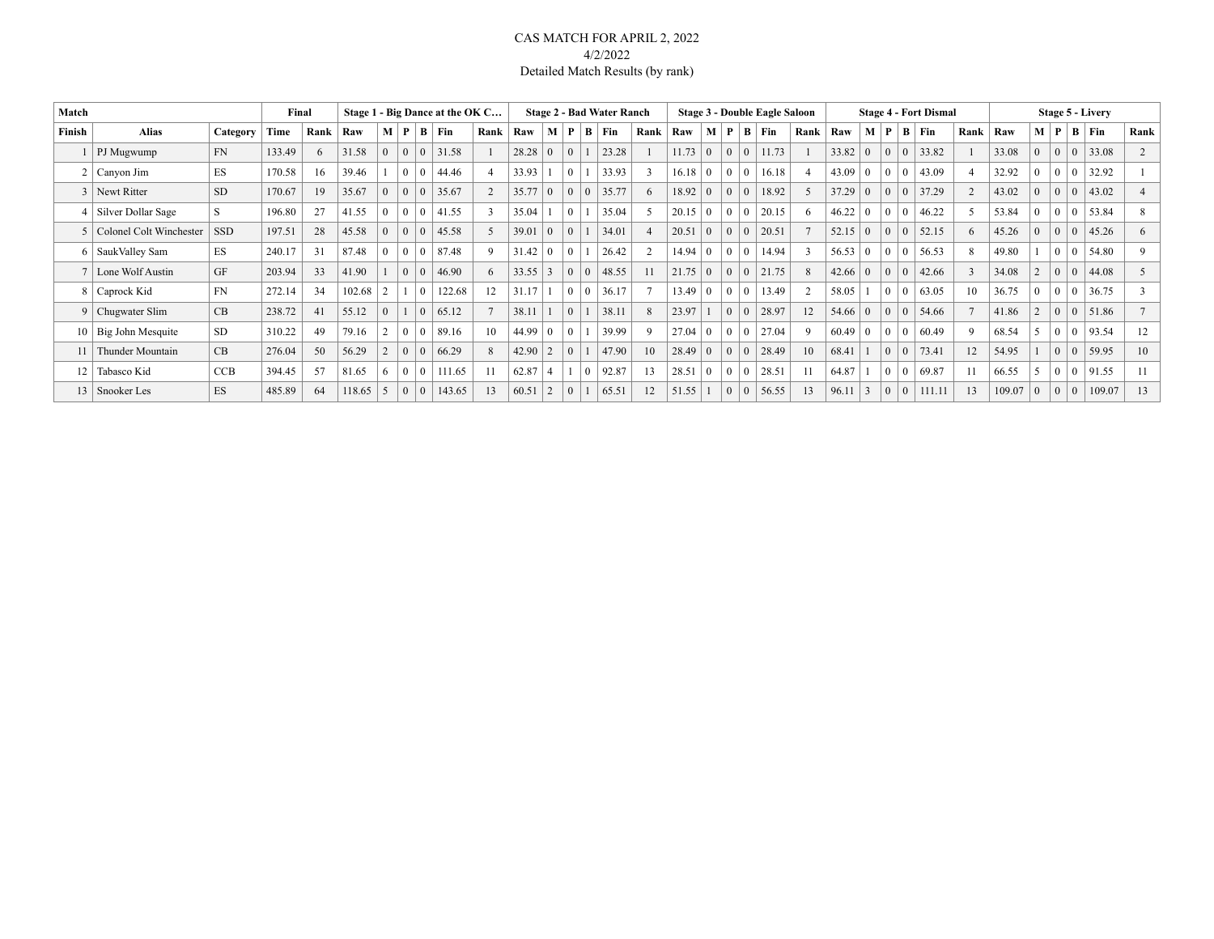CAS MATCH FOR APRIL 2, 2022
4/2/2022
Detailed Match Results (by rank)

| Match | | | Final | | Stage 1 - Big Dance at the OK C… | | | | | | Stage 2 - Bad Water Ranch | | | | | | Stage 3 - Double Eagle Saloon | | | | | | Stage 4 - Fort Dismal | | | | | | Stage 5 - Livery | | | | | |
|---|---|---|---|---|---|---|---|---|---|---|---|---|---|---|---|---|---|---|---|---|---|---|---|---|---|---|---|---|---|---|---|---|---|---|
| Finish | Alias | Category | Time | Rank | Raw | M | P | B | Fin | Rank | Raw | M | P | B | Fin | Rank | Raw | M | P | B | Fin | Rank | Raw | M | P | B | Fin | Rank | Raw | M | P | B | Fin | Rank |
| 1 | PJ Mugwump | FN | 133.49 | 6 | 31.58 | 0 | 0 | 0 | 31.58 | 1 | 28.28 | 0 | 0 | 1 | 23.28 | 1 | 11.73 | 0 | 0 | 0 | 11.73 | 1 | 33.82 | 0 | 0 | 0 | 33.82 | 1 | 33.08 | 0 | 0 | 0 | 33.08 | 2 |
| 2 | Canyon Jim | ES | 170.58 | 16 | 39.46 | 1 | 0 | 0 | 44.46 | 4 | 33.93 | 1 | 0 | 1 | 33.93 | 3 | 16.18 | 0 | 0 | 0 | 16.18 | 4 | 43.09 | 0 | 0 | 0 | 43.09 | 4 | 32.92 | 0 | 0 | 0 | 32.92 | 1 |
| 3 | Newt Ritter | SD | 170.67 | 19 | 35.67 | 0 | 0 | 0 | 35.67 | 2 | 35.77 | 0 | 0 | 0 | 35.77 | 6 | 18.92 | 0 | 0 | 0 | 18.92 | 5 | 37.29 | 0 | 0 | 0 | 37.29 | 2 | 43.02 | 0 | 0 | 0 | 43.02 | 4 |
| 4 | Silver Dollar Sage | S | 196.80 | 27 | 41.55 | 0 | 0 | 0 | 41.55 | 3 | 35.04 | 1 | 0 | 1 | 35.04 | 5 | 20.15 | 0 | 0 | 0 | 20.15 | 6 | 46.22 | 0 | 0 | 0 | 46.22 | 5 | 53.84 | 0 | 0 | 0 | 53.84 | 8 |
| 5 | Colonel Colt Winchester | SSD | 197.51 | 28 | 45.58 | 0 | 0 | 0 | 45.58 | 5 | 39.01 | 0 | 0 | 1 | 34.01 | 4 | 20.51 | 0 | 0 | 0 | 20.51 | 7 | 52.15 | 0 | 0 | 0 | 52.15 | 6 | 45.26 | 0 | 0 | 0 | 45.26 | 6 |
| 6 | SaukValley Sam | ES | 240.17 | 31 | 87.48 | 0 | 0 | 0 | 87.48 | 9 | 31.42 | 0 | 0 | 1 | 26.42 | 2 | 14.94 | 0 | 0 | 0 | 14.94 | 3 | 56.53 | 0 | 0 | 0 | 56.53 | 8 | 49.80 | 1 | 0 | 0 | 54.80 | 9 |
| 7 | Lone Wolf Austin | GF | 203.94 | 33 | 41.90 | 1 | 0 | 0 | 46.90 | 6 | 33.55 | 3 | 0 | 0 | 48.55 | 11 | 21.75 | 0 | 0 | 0 | 21.75 | 8 | 42.66 | 0 | 0 | 0 | 42.66 | 3 | 34.08 | 2 | 0 | 0 | 44.08 | 5 |
| 8 | Caprock Kid | FN | 272.14 | 34 | 102.68 | 2 | 1 | 0 | 122.68 | 12 | 31.17 | 1 | 0 | 0 | 36.17 | 7 | 13.49 | 0 | 0 | 0 | 13.49 | 2 | 58.05 | 1 | 0 | 0 | 63.05 | 10 | 36.75 | 0 | 0 | 0 | 36.75 | 3 |
| 9 | Chugwater Slim | CB | 238.72 | 41 | 55.12 | 0 | 1 | 0 | 65.12 | 7 | 38.11 | 1 | 0 | 1 | 38.11 | 8 | 23.97 | 1 | 0 | 0 | 28.97 | 12 | 54.66 | 0 | 0 | 0 | 54.66 | 7 | 41.86 | 2 | 0 | 0 | 51.86 | 7 |
| 10 | Big John Mesquite | SD | 310.22 | 49 | 79.16 | 2 | 0 | 0 | 89.16 | 10 | 44.99 | 0 | 0 | 1 | 39.99 | 9 | 27.04 | 0 | 0 | 0 | 27.04 | 9 | 60.49 | 0 | 0 | 0 | 60.49 | 9 | 68.54 | 5 | 0 | 0 | 93.54 | 12 |
| 11 | Thunder Mountain | CB | 276.04 | 50 | 56.29 | 2 | 0 | 0 | 66.29 | 8 | 42.90 | 2 | 0 | 1 | 47.90 | 10 | 28.49 | 0 | 0 | 0 | 28.49 | 10 | 68.41 | 1 | 0 | 0 | 73.41 | 12 | 54.95 | 1 | 0 | 0 | 59.95 | 10 |
| 12 | Tabasco Kid | CCB | 394.45 | 57 | 81.65 | 6 | 0 | 0 | 111.65 | 11 | 62.87 | 4 | 1 | 0 | 92.87 | 13 | 28.51 | 0 | 0 | 0 | 28.51 | 11 | 64.87 | 1 | 0 | 0 | 69.87 | 11 | 66.55 | 5 | 0 | 0 | 91.55 | 11 |
| 13 | Snooker Les | ES | 485.89 | 64 | 118.65 | 5 | 0 | 0 | 143.65 | 13 | 60.51 | 2 | 0 | 1 | 65.51 | 12 | 51.55 | 1 | 0 | 0 | 56.55 | 13 | 96.11 | 3 | 0 | 0 | 111.11 | 13 | 109.07 | 0 | 0 | 0 | 109.07 | 13 |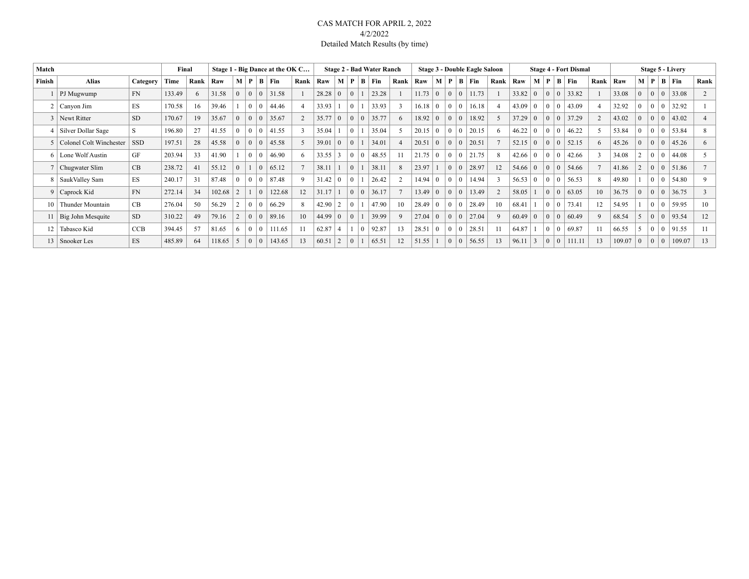CAS MATCH FOR APRIL 2, 2022
4/2/2022
Detailed Match Results (by time)

| Match | | | Final | | Stage 1 - Big Dance at the OK C… | | | | | | Stage 2 - Bad Water Ranch | | | | | | Stage 3 - Double Eagle Saloon | | | | | | Stage 4 - Fort Dismal | | | | | | Stage 5 - Livery | | | | | |
|---|---|---|---|---|---|---|---|---|---|---|---|---|---|---|---|---|---|---|---|---|---|---|---|---|---|---|---|---|---|---|---|---|---|---|---|
| Finish | Alias | Category | Time | Rank | Raw | M | P | B | Fin | Rank | Raw | M | P | B | Fin | Rank | Raw | M | P | B | Fin | Rank | Raw | M | P | B | Fin | Rank | Raw | M | P | B | Fin | Rank |
| 1 | PJ Mugwump | FN | 133.49 | 6 | 31.58 | 0 | 0 | 0 | 31.58 | 1 | 28.28 | 0 | 0 | 1 | 23.28 | 1 | 11.73 | 0 | 0 | 0 | 11.73 | 1 | 33.82 | 0 | 0 | 0 | 33.82 | 1 | 33.08 | 0 | 0 | 0 | 33.08 | 2 |
| 2 | Canyon Jim | ES | 170.58 | 16 | 39.46 | 1 | 0 | 0 | 44.46 | 4 | 33.93 | 1 | 0 | 1 | 33.93 | 3 | 16.18 | 0 | 0 | 0 | 16.18 | 4 | 43.09 | 0 | 0 | 0 | 43.09 | 4 | 32.92 | 0 | 0 | 0 | 32.92 | 1 |
| 3 | Newt Ritter | SD | 170.67 | 19 | 35.67 | 0 | 0 | 0 | 35.67 | 2 | 35.77 | 0 | 0 | 0 | 35.77 | 6 | 18.92 | 0 | 0 | 0 | 18.92 | 5 | 37.29 | 0 | 0 | 0 | 37.29 | 2 | 43.02 | 0 | 0 | 0 | 43.02 | 4 |
| 4 | Silver Dollar Sage | S | 196.80 | 27 | 41.55 | 0 | 0 | 0 | 41.55 | 3 | 35.04 | 1 | 0 | 1 | 35.04 | 5 | 20.15 | 0 | 0 | 0 | 20.15 | 6 | 46.22 | 0 | 0 | 0 | 46.22 | 5 | 53.84 | 0 | 0 | 0 | 53.84 | 8 |
| 5 | Colonel Colt Winchester | SSD | 197.51 | 28 | 45.58 | 0 | 0 | 0 | 45.58 | 5 | 39.01 | 0 | 0 | 1 | 34.01 | 4 | 20.51 | 0 | 0 | 0 | 20.51 | 7 | 52.15 | 0 | 0 | 0 | 52.15 | 6 | 45.26 | 0 | 0 | 0 | 45.26 | 6 |
| 6 | Lone Wolf Austin | GF | 203.94 | 33 | 41.90 | 1 | 0 | 0 | 46.90 | 6 | 33.55 | 3 | 0 | 0 | 48.55 | 11 | 21.75 | 0 | 0 | 0 | 21.75 | 8 | 42.66 | 0 | 0 | 0 | 42.66 | 3 | 34.08 | 2 | 0 | 0 | 44.08 | 5 |
| 7 | Chugwater Slim | CB | 238.72 | 41 | 55.12 | 0 | 1 | 0 | 65.12 | 7 | 38.11 | 1 | 0 | 1 | 38.11 | 8 | 23.97 | 1 | 0 | 0 | 28.97 | 12 | 54.66 | 0 | 0 | 0 | 54.66 | 7 | 41.86 | 2 | 0 | 0 | 51.86 | 7 |
| 8 | SaukValley Sam | ES | 240.17 | 31 | 87.48 | 0 | 0 | 0 | 87.48 | 9 | 31.42 | 0 | 0 | 1 | 26.42 | 2 | 14.94 | 0 | 0 | 0 | 14.94 | 3 | 56.53 | 0 | 0 | 0 | 56.53 | 8 | 49.80 | 1 | 0 | 0 | 54.80 | 9 |
| 9 | Caprock Kid | FN | 272.14 | 34 | 102.68 | 2 | 1 | 0 | 122.68 | 12 | 31.17 | 1 | 0 | 0 | 36.17 | 7 | 13.49 | 0 | 0 | 0 | 13.49 | 2 | 58.05 | 1 | 0 | 0 | 63.05 | 10 | 36.75 | 0 | 0 | 0 | 36.75 | 3 |
| 10 | Thunder Mountain | CB | 276.04 | 50 | 56.29 | 2 | 0 | 0 | 66.29 | 8 | 42.90 | 2 | 0 | 1 | 47.90 | 10 | 28.49 | 0 | 0 | 0 | 28.49 | 10 | 68.41 | 1 | 0 | 0 | 73.41 | 12 | 54.95 | 1 | 0 | 0 | 59.95 | 10 |
| 11 | Big John Mesquite | SD | 310.22 | 49 | 79.16 | 2 | 0 | 0 | 89.16 | 10 | 44.99 | 0 | 0 | 1 | 39.99 | 9 | 27.04 | 0 | 0 | 0 | 27.04 | 9 | 60.49 | 0 | 0 | 0 | 60.49 | 9 | 68.54 | 5 | 0 | 0 | 93.54 | 12 |
| 12 | Tabasco Kid | CCB | 394.45 | 57 | 81.65 | 6 | 0 | 0 | 111.65 | 11 | 62.87 | 4 | 1 | 0 | 92.87 | 13 | 28.51 | 0 | 0 | 0 | 28.51 | 11 | 64.87 | 1 | 0 | 0 | 69.87 | 11 | 66.55 | 5 | 0 | 0 | 91.55 | 11 |
| 13 | Snooker Les | ES | 485.89 | 64 | 118.65 | 5 | 0 | 0 | 143.65 | 13 | 60.51 | 2 | 0 | 1 | 65.51 | 12 | 51.55 | 1 | 0 | 0 | 56.55 | 13 | 96.11 | 3 | 0 | 0 | 111.11 | 13 | 109.07 | 0 | 0 | 0 | 109.07 | 13 |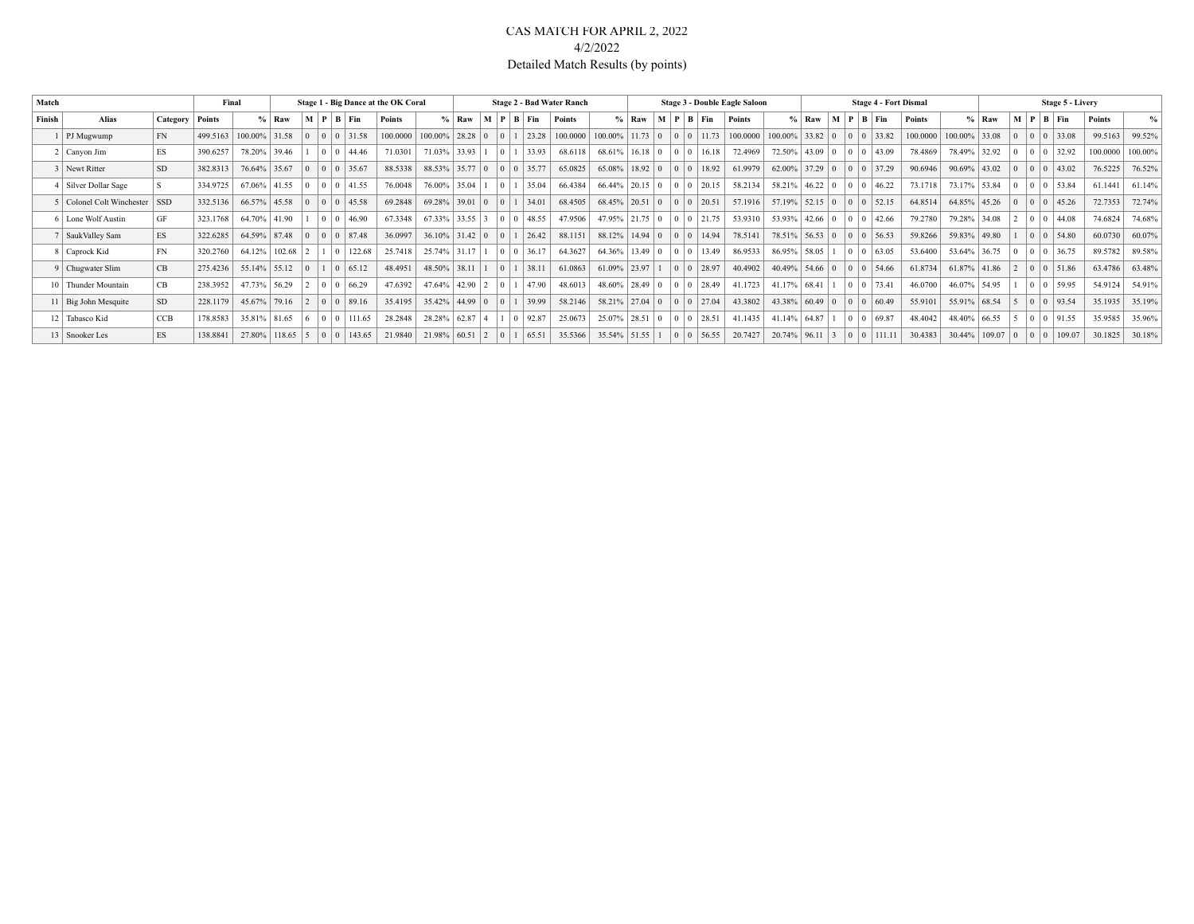# CAS MATCH FOR APRIL 2, 2022

4/2/2022

Detailed Match Results (by points)

| Match | | | Final | | Stage 1 - Big Dance at the OK Coral | | | | | | | | Stage 2 - Bad Water Ranch | | | | | | | | Stage 3 - Double Eagle Saloon | | | | | | | | Stage 4 - Fort Dismal | | | | | | | | Stage 5 - Livery | | | | | | | |
|---|---|---|---|---|---|---|---|---|---|---|---|---|---|---|---|---|---|---|---|---|---|---|---|---|---|---|---|---|---|---|---|---|---|---|---|---|---|---|---|---|---|---|---|---|
| Finish | Alias | Category | Points | % | Raw | M | P | B | Fin | Points | % | Raw | M | P | B | Fin | Points | % | Raw | M | P | B | Fin | Points | % | Raw | M | P | B | Fin | Points | % | Raw | M | P | B | Fin | Points | % |
| 1 | PJ Mugwump | FN | 499.5163 | 100.00% | 31.58 | 0 | 0 | 0 | 31.58 | 100.0000 | 100.00% | 28.28 | 0 | 0 | 1 | 23.28 | 100.0000 | 100.00% | 11.73 | 0 | 0 | 0 | 11.73 | 100.0000 | 100.00% | 33.82 | 0 | 0 | 0 | 33.82 | 100.0000 | 100.00% | 33.08 | 0 | 0 | 0 | 33.08 | 99.5163 | 99.52% |
| 2 | Canyon Jim | ES | 390.6257 | 78.20% | 39.46 | 1 | 0 | 0 | 44.46 | 71.0301 | 71.03% | 33.93 | 1 | 0 | 1 | 33.93 | 68.6118 | 68.61% | 16.18 | 0 | 0 | 0 | 16.18 | 72.4969 | 72.50% | 43.09 | 0 | 0 | 0 | 43.09 | 78.4869 | 78.49% | 32.92 | 0 | 0 | 0 | 32.92 | 100.0000 | 100.00% |
| 3 | Newt Ritter | SD | 382.8313 | 76.64% | 35.67 | 0 | 0 | 0 | 35.67 | 88.5338 | 88.53% | 35.77 | 0 | 0 | 0 | 35.77 | 65.0825 | 65.08% | 18.92 | 0 | 0 | 0 | 18.92 | 61.9979 | 62.00% | 37.29 | 0 | 0 | 0 | 37.29 | 90.6946 | 90.69% | 43.02 | 0 | 0 | 0 | 43.02 | 76.5225 | 76.52% |
| 4 | Silver Dollar Sage | S | 334.9725 | 67.06% | 41.55 | 0 | 0 | 0 | 41.55 | 76.0048 | 76.00% | 35.04 | 1 | 0 | 1 | 35.04 | 66.4384 | 66.44% | 20.15 | 0 | 0 | 0 | 20.15 | 58.2134 | 58.21% | 46.22 | 0 | 0 | 0 | 46.22 | 73.1718 | 73.17% | 53.84 | 0 | 0 | 0 | 53.84 | 61.1441 | 61.14% |
| 5 | Colonel Colt Winchester | SSD | 332.5136 | 66.57% | 45.58 | 0 | 0 | 0 | 45.58 | 69.2848 | 69.28% | 39.01 | 0 | 0 | 1 | 34.01 | 68.4505 | 68.45% | 20.51 | 0 | 0 | 0 | 20.51 | 57.1916 | 57.19% | 52.15 | 0 | 0 | 0 | 52.15 | 64.8514 | 64.85% | 45.26 | 0 | 0 | 0 | 45.26 | 72.7353 | 72.74% |
| 6 | Lone Wolf Austin | GF | 323.1768 | 64.70% | 41.90 | 1 | 0 | 0 | 46.90 | 67.3348 | 67.33% | 33.55 | 3 | 0 | 0 | 48.55 | 47.9506 | 47.95% | 21.75 | 0 | 0 | 0 | 21.75 | 53.9310 | 53.93% | 42.66 | 0 | 0 | 0 | 42.66 | 79.2780 | 79.28% | 34.08 | 2 | 0 | 0 | 44.08 | 74.6824 | 74.68% |
| 7 | SaukValley Sam | ES | 322.6285 | 64.59% | 87.48 | 0 | 0 | 0 | 87.48 | 36.0997 | 36.10% | 31.42 | 0 | 0 | 1 | 26.42 | 88.1151 | 88.12% | 14.94 | 0 | 0 | 0 | 14.94 | 78.5141 | 78.51% | 56.53 | 0 | 0 | 0 | 56.53 | 59.8266 | 59.83% | 49.80 | 1 | 0 | 0 | 54.80 | 60.0730 | 60.07% |
| 8 | Caprock Kid | FN | 320.2760 | 64.12% | 102.68 | 2 | 1 | 0 | 122.68 | 25.7418 | 25.74% | 31.17 | 1 | 0 | 0 | 36.17 | 64.3627 | 64.36% | 13.49 | 0 | 0 | 0 | 13.49 | 86.9533 | 86.95% | 58.05 | 1 | 0 | 0 | 63.05 | 53.6400 | 53.64% | 36.75 | 0 | 0 | 0 | 36.75 | 89.5782 | 89.58% |
| 9 | Chugwater Slim | CB | 275.4236 | 55.14% | 55.12 | 0 | 1 | 0 | 65.12 | 48.4951 | 48.50% | 38.11 | 1 | 0 | 1 | 38.11 | 61.0863 | 61.09% | 23.97 | 1 | 0 | 0 | 28.97 | 40.4902 | 40.49% | 54.66 | 0 | 0 | 0 | 54.66 | 61.8734 | 61.87% | 41.86 | 2 | 0 | 0 | 51.86 | 63.4786 | 63.48% |
| 10 | Thunder Mountain | CB | 238.3952 | 47.73% | 56.29 | 2 | 0 | 0 | 66.29 | 47.6392 | 47.64% | 42.90 | 2 | 0 | 1 | 47.90 | 48.6013 | 48.60% | 28.49 | 0 | 0 | 0 | 28.49 | 41.1723 | 41.17% | 68.41 | 1 | 0 | 0 | 73.41 | 46.0700 | 46.07% | 54.95 | 1 | 0 | 0 | 59.95 | 54.9124 | 54.91% |
| 11 | Big John Mesquite | SD | 228.1179 | 45.67% | 79.16 | 2 | 0 | 0 | 89.16 | 35.4195 | 35.42% | 44.99 | 0 | 0 | 1 | 39.99 | 58.2146 | 58.21% | 27.04 | 0 | 0 | 0 | 27.04 | 43.3802 | 43.38% | 60.49 | 0 | 0 | 0 | 60.49 | 55.9101 | 55.91% | 68.54 | 5 | 0 | 0 | 93.54 | 35.1935 | 35.19% |
| 12 | Tabasco Kid | CCB | 178.8583 | 35.81% | 81.65 | 6 | 0 | 0 | 111.65 | 28.2848 | 28.28% | 62.87 | 4 | 1 | 0 | 92.87 | 25.0673 | 25.07% | 28.51 | 0 | 0 | 0 | 28.51 | 41.1435 | 41.14% | 64.87 | 1 | 0 | 0 | 69.87 | 48.4042 | 48.40% | 66.55 | 5 | 0 | 0 | 91.55 | 35.9585 | 35.96% |
| 13 | Snooker Les | ES | 138.8841 | 27.80% | 118.65 | 5 | 0 | 0 | 143.65 | 21.9840 | 21.98% | 60.51 | 2 | 0 | 1 | 65.51 | 35.5366 | 35.54% | 51.55 | 1 | 0 | 0 | 56.55 | 20.7427 | 20.74% | 96.11 | 3 | 0 | 0 | 111.11 | 30.4383 | 30.44% | 109.07 | 0 | 0 | 0 | 109.07 | 30.1825 | 30.18% |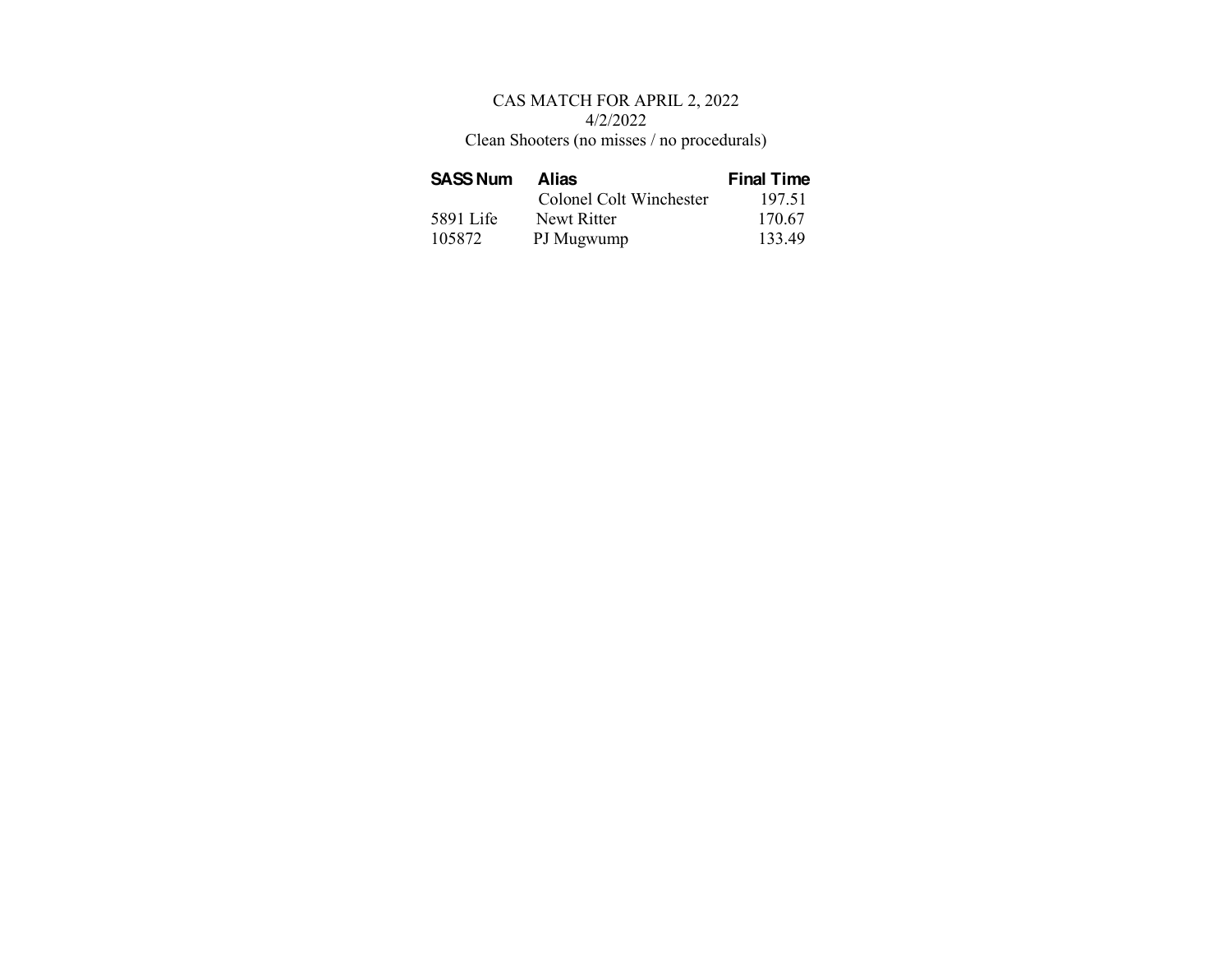CAS MATCH FOR APRIL 2, 2022

4/2/2022

Clean Shooters (no misses / no procedurals)

| SASS Num | Alias | Final Time |
| --- | --- | --- |
| | Colonel Colt Winchester | 197.51 |
| 5891 Life | Newt Ritter | 170.67 |
| 105872 | PJ Mugwump | 133.49 |